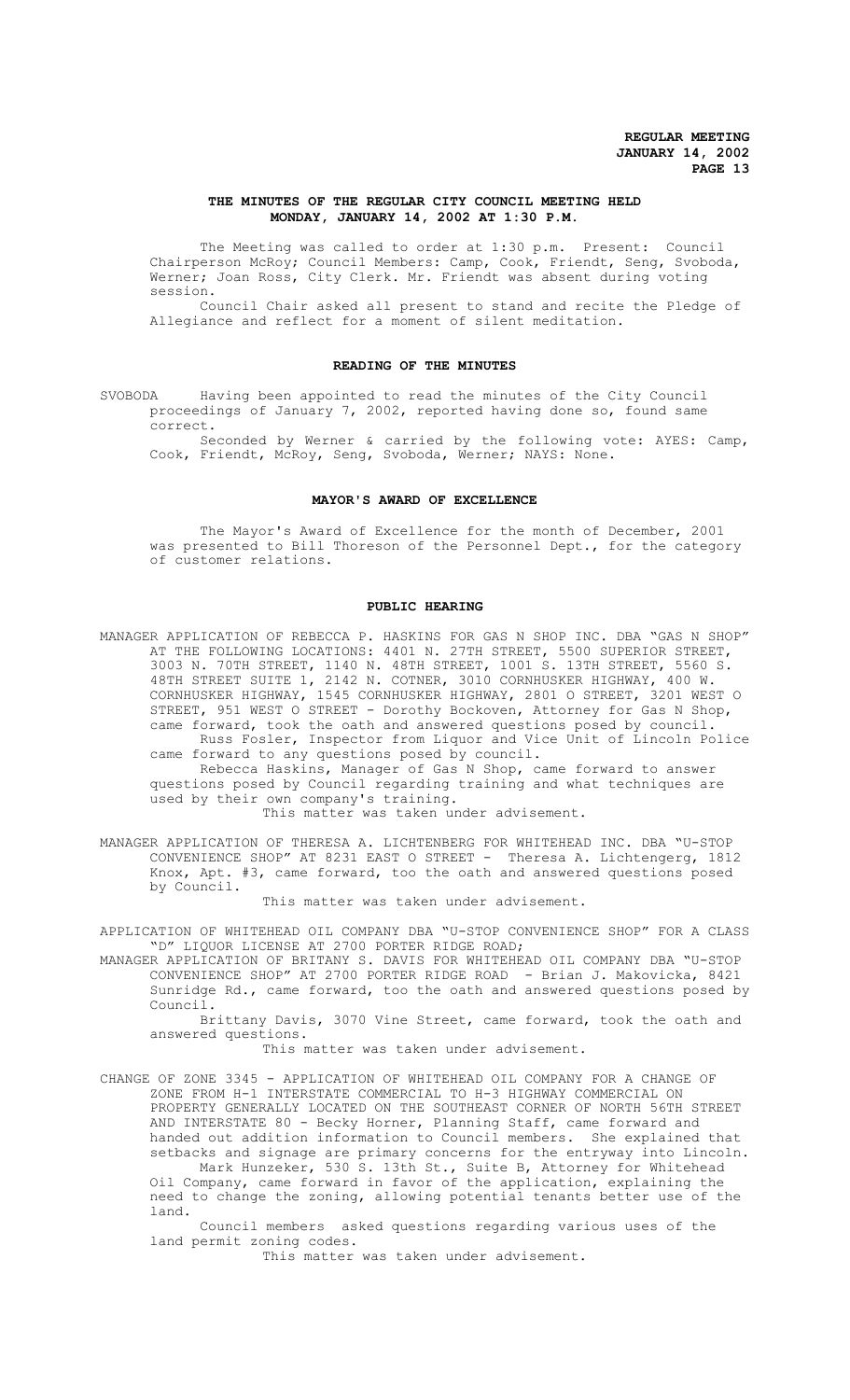# THE MINUTES OF THE REGULAR CITY COUNCIL MEETING HELD MONDAY, JANUARY 14, 2002 AT 1:30 P.M.

The Meeting was called to order at 1:30 p.m. Present: Council Chairperson McRoy; Council Members: Camp, Cook, Friendt, Seng, Svoboda, Werner; Joan Ross, City Clerk. Mr. Friendt was absent during voting session.

Council Chair asked all present to stand and recite the Pledge of Allegiance and reflect for a moment of silent meditation.

## READING OF THE MINUTES

SVOBODA Having been appointed to read the minutes of the City Council proceedings of January 7, 2002, reported having done so, found same correct.

Seconded by Werner & carried by the following vote: AYES: Camp, Cook, Friendt, McRoy, Seng, Svoboda, Werner; NAYS: None.

## MAYOR'S AWARD OF EXCELLENCE

The Mayor's Award of Excellence for the month of December, 2001 was presented to Bill Thoreson of the Personnel Dept., for the category of customer relations.

## PUBLIC HEARING

MANAGER APPLICATION OF REBECCA P. HASKINS FOR GAS N SHOP INC. DBA "GAS N SHOP" AT THE FOLLOWING LOCATIONS: 4401 N. 27TH STREET, 5500 SUPERIOR STREET, 3003 N. 70TH STREET, 1140 N. 48TH STREET, 1001 S. 13TH STREET, 5560 S. 48TH STREET SUITE 1, 2142 N. COTNER, 3010 CORNHUSKER HIGHWAY, 400 W. CORNHUSKER HIGHWAY, 1545 CORNHUSKER HIGHWAY, 2801 O STREET, 3201 WEST O STREET, 951 WEST O STREET - Dorothy Bockoven, Attorney for Gas N Shop, came forward, took the oath and answered questions posed by council.

Russ Fosler, Inspector from Liquor and Vice Unit of Lincoln Police came forward to any questions posed by council.

Rebecca Haskins, Manager of Gas N Shop, came forward to answer questions posed by Council regarding training and what techniques are used by their own company's training.

This matter was taken under advisement.

MANAGER APPLICATION OF THERESA A. LICHTENBERG FOR WHITEHEAD INC. DBA "U-STOP CONVENIENCE SHOP" AT 8231 EAST O STREET - Theresa A. Lichtengerg, 1812 Knox, Apt. #3, came forward, too the oath and answered questions posed by Council.

This matter was taken under advisement.

APPLICATION OF WHITEHEAD OIL COMPANY DBA "U-STOP CONVENIENCE SHOP" FOR A CLASS "D" LIQUOR LICENSE AT 2700 PORTER RIDGE ROAD;

MANAGER APPLICATION OF BRITANY S. DAVIS FOR WHITEHEAD OIL COMPANY DBA "U-STOP CONVENIENCE SHOP" AT 2700 PORTER RIDGE ROAD - Brian J. Makovicka, 8421 Sunridge Rd., came forward, too the oath and answered questions posed by Council.

Brittany Davis, 3070 Vine Street, came forward, took the oath and answered questions.

This matter was taken under advisement.

CHANGE OF ZONE 3345 - APPLICATION OF WHITEHEAD OIL COMPANY FOR A CHANGE OF ZONE FROM H-1 INTERSTATE COMMERCIAL TO H-3 HIGHWAY COMMERCIAL ON PROPERTY GENERALLY LOCATED ON THE SOUTHEAST CORNER OF NORTH 56TH STREET AND INTERSTATE 80 - Becky Horner, Planning Staff, came forward and handed out addition information to Council members. She explained that setbacks and signage are primary concerns for the entryway into Lincoln.

Mark Hunzeker, 530 S. 13th St., Suite B, Attorney for Whitehead Oil Company, came forward in favor of the application, explaining the need to change the zoning, allowing potential tenants better use of the land.

Council members asked questions regarding various uses of the land permit zoning codes.

This matter was taken under advisement.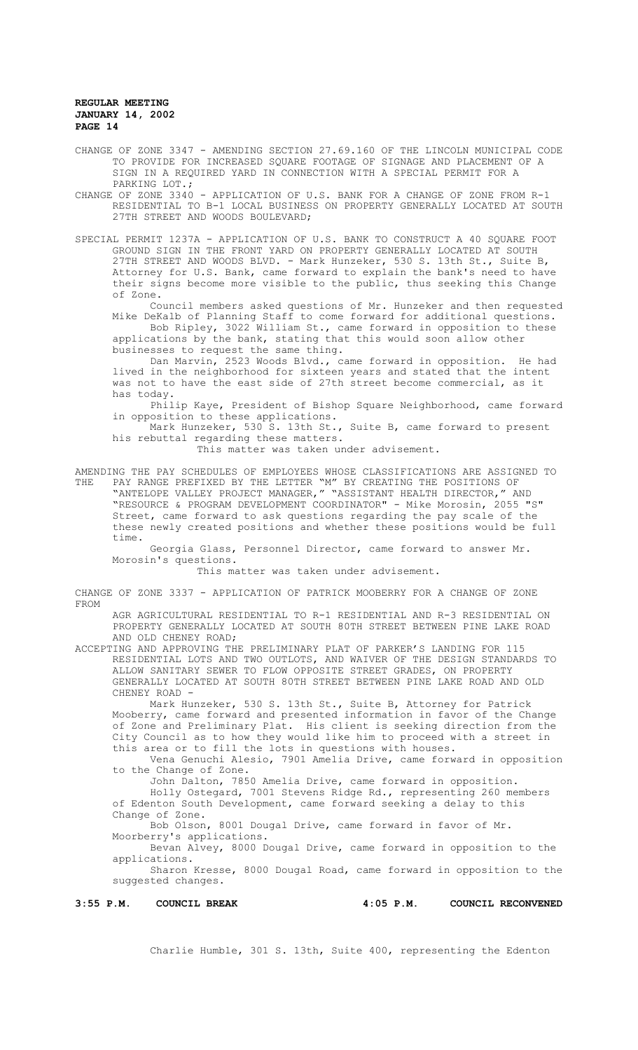CHANGE OF ZONE 3347 - AMENDING SECTION 27.69.160 OF THE LINCOLN MUNICIPAL CODE TO PROVIDE FOR INCREASED SQUARE FOOTAGE OF SIGNAGE AND PLACEMENT OF A SIGN IN A REQUIRED YARD IN CONNECTION WITH A SPECIAL PERMIT FOR A PARKING LOT.;

CHANGE OF ZONE 3340 - APPLICATION OF U.S. BANK FOR A CHANGE OF ZONE FROM R-1 RESIDENTIAL TO B-1 LOCAL BUSINESS ON PROPERTY GENERALLY LOCATED AT SOUTH 27TH STREET AND WOODS BOULEVARD;

SPECIAL PERMIT 1237A - APPLICATION OF U.S. BANK TO CONSTRUCT A 40 SQUARE FOOT GROUND SIGN IN THE FRONT YARD ON PROPERTY GENERALLY LOCATED AT SOUTH 27TH STREET AND WOODS BLVD. - Mark Hunzeker, 530 S. 13th St., Suite B, Attorney for U.S. Bank, came forward to explain the bank's need to have their signs become more visible to the public, thus seeking this Change of Zone.

Council members asked questions of Mr. Hunzeker and then requested Mike DeKalb of Planning Staff to come forward for additional questions.

Bob Ripley, 3022 William St., came forward in opposition to these applications by the bank, stating that this would soon allow other businesses to request the same thing.

Dan Marvin, 2523 Woods Blvd., came forward in opposition. He had lived in the neighborhood for sixteen years and stated that the intent was not to have the east side of 27th street become commercial, as it has today.

Philip Kaye, President of Bishop Square Neighborhood, came forward in opposition to these applications.

Mark Hunzeker, 530 S. 13th St., Suite B, came forward to present his rebuttal regarding these matters.

This matter was taken under advisement.

AMENDING THE PAY SCHEDULES OF EMPLOYEES WHOSE CLASSIFICATIONS ARE ASSIGNED TO THE PAY RANGE PREFIXED BY THE LETTER "M" BY CREATING THE POSITIONS OF "ANTELOPE VALLEY PROJECT MANAGER," "ASSISTANT HEALTH DIRECTOR," AND "RESOURCE & PROGRAM DEVELOPMENT COORDINATOR" - Mike Morosin, 2055 "S" Street, came forward to ask questions regarding the pay scale of the these newly created positions and whether these positions would be full time.

Georgia Glass, Personnel Director, came forward to answer Mr. Morosin's questions.

This matter was taken under advisement.

CHANGE OF ZONE 3337 - APPLICATION OF PATRICK MOOBERRY FOR A CHANGE OF ZONE FROM AGR AGRICULTURAL RESIDENTIAL TO R-1 RESIDENTIAL AND R-3 RESIDENTIAL ON PROPERTY GENERALLY LOCATED AT SOUTH 80TH STREET BETWEEN PINE LAKE ROAD AND OLD CHENEY ROAD;

ACCEPTING AND APPROVING THE PRELIMINARY PLAT OF PARKER'S LANDING FOR 115 RESIDENTIAL LOTS AND TWO OUTLOTS, AND WAIVER OF THE DESIGN STANDARDS TO ALLOW SANITARY SEWER TO FLOW OPPOSITE STREET GRADES, ON PROPERTY GENERALLY LOCATED AT SOUTH 80TH STREET BETWEEN PINE LAKE ROAD AND OLD CHENEY ROAD -

Mark Hunzeker, 530 S. 13th St., Suite B, Attorney for Patrick Mooberry, came forward and presented information in favor of the Change of Zone and Preliminary Plat. His client is seeking direction from the City Council as to how they would like him to proceed with a street in this area or to fill the lots in questions with houses.

Vena Genuchi Alesio, 7901 Amelia Drive, came forward in opposition to the Change of Zone.

John Dalton, 7850 Amelia Drive, came forward in opposition.

Holly Ostegard, 7001 Stevens Ridge Rd., representing 260 members of Edenton South Development, came forward seeking a delay to this Change of Zone.

Bob Olson, 8001 Dougal Drive, came forward in favor of Mr. Moorberry's applications.

Bevan Alvey, 8000 Dougal Drive, came forward in opposition to the applications.

Sharon Kresse, 8000 Dougal Road, came forward in opposition to the suggested changes.

**3:55 P.M. COUNCIL BREAK** **4:05 P.M. COUNCIL RECONVENED**

Charlie Humble, 301 S. 13th, Suite 400, representing the Edenton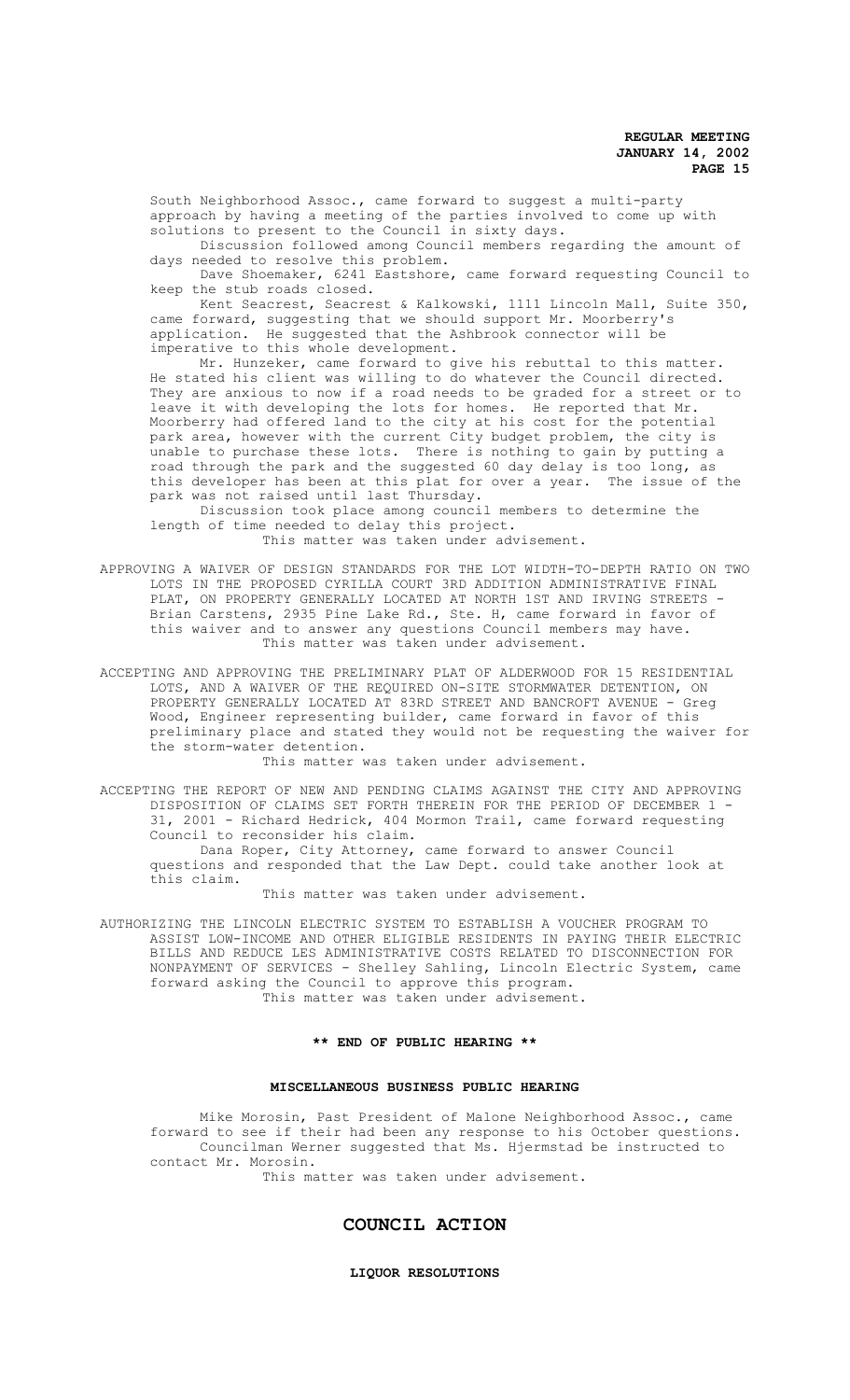South Neighborhood Assoc., came forward to suggest a multi-party approach by having a meeting of the parties involved to come up with solutions to present to the Council in sixty days.

Discussion followed among Council members regarding the amount of days needed to resolve this problem.

Dave Shoemaker, 6241 Eastshore, came forward requesting Council to keep the stub roads closed.

Kent Seacrest, Seacrest & Kalkowski, 1111 Lincoln Mall, Suite 350, came forward, suggesting that we should support Mr. Moorberry's application. He suggested that the Ashbrook connector will be imperative to this whole development.

Mr. Hunzeker, came forward to give his rebuttal to this matter. He stated his client was willing to do whatever the Council directed. They are anxious to now if a road needs to be graded for a street or to leave it with developing the lots for homes. He reported that Mr. Moorberry had offered land to the city at his cost for the potential park area, however with the current City budget problem, the city is unable to purchase these lots. There is nothing to gain by putting a road through the park and the suggested 60 day delay is too long, as this developer has been at this plat for over a year. The issue of the park was not raised until last Thursday.

Discussion took place among council members to determine the length of time needed to delay this project.

This matter was taken under advisement.

APPROVING A WAIVER OF DESIGN STANDARDS FOR THE LOT WIDTH-TO-DEPTH RATIO ON TWO LOTS IN THE PROPOSED CYRILLA COURT 3RD ADDITION ADMINISTRATIVE FINAL PLAT, ON PROPERTY GENERALLY LOCATED AT NORTH 1ST AND IRVING STREETS - Brian Carstens, 2935 Pine Lake Rd., Ste. H, came forward in favor of this waiver and to answer any questions Council members may have.

This matter was taken under advisement.

ACCEPTING AND APPROVING THE PRELIMINARY PLAT OF ALDERWOOD FOR 15 RESIDENTIAL LOTS, AND A WAIVER OF THE REQUIRED ON-SITE STORMWATER DETENTION, ON PROPERTY GENERALLY LOCATED AT 83RD STREET AND BANCROFT AVENUE - Greg Wood, Engineer representing builder, came forward in favor of this preliminary place and stated they would not be requesting the waiver for the storm-water detention.

This matter was taken under advisement.

ACCEPTING THE REPORT OF NEW AND PENDING CLAIMS AGAINST THE CITY AND APPROVING DISPOSITION OF CLAIMS SET FORTH THEREIN FOR THE PERIOD OF DECEMBER 1 - 31, 2001 - Richard Hedrick, 404 Mormon Trail, came forward requesting Council to reconsider his claim.

Dana Roper, City Attorney, came forward to answer Council questions and responded that the Law Dept. could take another look at this claim.

This matter was taken under advisement.

AUTHORIZING THE LINCOLN ELECTRIC SYSTEM TO ESTABLISH A VOUCHER PROGRAM TO ASSIST LOW-INCOME AND OTHER ELIGIBLE RESIDENTS IN PAYING THEIR ELECTRIC BILLS AND REDUCE LES ADMINISTRATIVE COSTS RELATED TO DISCONNECTION FOR NONPAYMENT OF SERVICES - Shelley Sahling, Lincoln Electric System, came forward asking the Council to approve this program.

This matter was taken under advisement.

**\*\* END OF PUBLIC HEARING \*\***

**MISCELLANEOUS BUSINESS PUBLIC HEARING**

Mike Morosin, Past President of Malone Neighborhood Assoc., came forward to see if their had been any response to his October questions.

Councilman Werner suggested that Ms. Hjermstad be instructed to contact Mr. Morosin.

This matter was taken under advisement.

## COUNCIL ACTION

**LIQUOR RESOLUTIONS**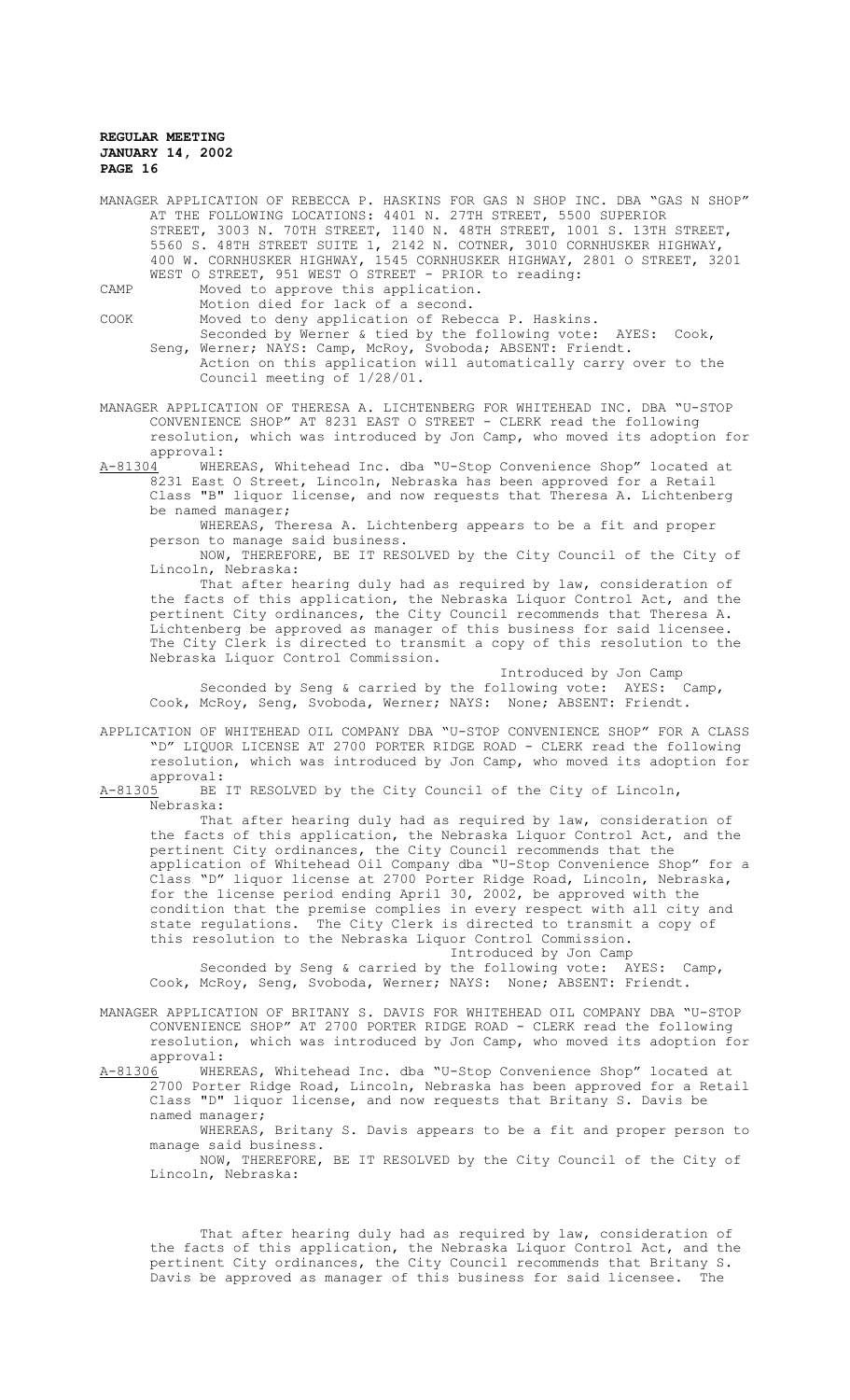MANAGER APPLICATION OF REBECCA P. HASKINS FOR GAS N SHOP INC. DBA "GAS N SHOP" AT THE FOLLOWING LOCATIONS: 4401 N. 27TH STREET, 5500 SUPERIOR STREET, 3003 N. 70TH STREET, 1140 N. 48TH STREET, 1001 S. 13TH STREET, 5560 S. 48TH STREET SUITE 1, 2142 N. COTNER, 3010 CORNHUSKER HIGHWAY, 400 W. CORNHUSKER HIGHWAY, 1545 CORNHUSKER HIGHWAY, 2801 O STREET, 3201 WEST O STREET, 951 WEST O STREET - PRIOR to reading:

CAMP Moved to approve this application.
Motion died for lack of a second.

COOK Moved to deny application of Rebecca P. Haskins.
Seconded by Werner & tied by the following vote: AYES: Cook, Seng, Werner; NAYS: Camp, McRoy, Svoboda; ABSENT: Friendt.
Action on this application will automatically carry over to the Council meeting of 1/28/01.

MANAGER APPLICATION OF THERESA A. LICHTENBERG FOR WHITEHEAD INC. DBA "U-STOP CONVENIENCE SHOP" AT 8231 EAST O STREET - CLERK read the following resolution, which was introduced by Jon Camp, who moved its adoption for approval:

A-81304 WHEREAS, Whitehead Inc. dba "U-Stop Convenience Shop" located at 8231 East O Street, Lincoln, Nebraska has been approved for a Retail Class "B" liquor license, and now requests that Theresa A. Lichtenberg be named manager;

WHEREAS, Theresa A. Lichtenberg appears to be a fit and proper person to manage said business.

NOW, THEREFORE, BE IT RESOLVED by the City Council of the City of Lincoln, Nebraska:

That after hearing duly had as required by law, consideration of the facts of this application, the Nebraska Liquor Control Act, and the pertinent City ordinances, the City Council recommends that Theresa A. Lichtenberg be approved as manager of this business for said licensee. The City Clerk is directed to transmit a copy of this resolution to the Nebraska Liquor Control Commission.

Introduced by Jon Camp

Seconded by Seng & carried by the following vote: AYES: Camp, Cook, McRoy, Seng, Svoboda, Werner; NAYS: None; ABSENT: Friendt.

APPLICATION OF WHITEHEAD OIL COMPANY DBA "U-STOP CONVENIENCE SHOP" FOR A CLASS "D" LIQUOR LICENSE AT 2700 PORTER RIDGE ROAD - CLERK read the following resolution, which was introduced by Jon Camp, who moved its adoption for approval:

A-81305 BE IT RESOLVED by the City Council of the City of Lincoln, Nebraska:

That after hearing duly had as required by law, consideration of the facts of this application, the Nebraska Liquor Control Act, and the pertinent City ordinances, the City Council recommends that the application of Whitehead Oil Company dba "U-Stop Convenience Shop" for a Class "D" liquor license at 2700 Porter Ridge Road, Lincoln, Nebraska, for the license period ending April 30, 2002, be approved with the condition that the premise complies in every respect with all city and state regulations. The City Clerk is directed to transmit a copy of this resolution to the Nebraska Liquor Control Commission.

Introduced by Jon Camp

Seconded by Seng & carried by the following vote: AYES: Camp, Cook, McRoy, Seng, Svoboda, Werner; NAYS: None; ABSENT: Friendt.

MANAGER APPLICATION OF BRITANY S. DAVIS FOR WHITEHEAD OIL COMPANY DBA "U-STOP CONVENIENCE SHOP" AT 2700 PORTER RIDGE ROAD - CLERK read the following resolution, which was introduced by Jon Camp, who moved its adoption for approval:

A-81306 WHEREAS, Whitehead Inc. dba "U-Stop Convenience Shop" located at 2700 Porter Ridge Road, Lincoln, Nebraska has been approved for a Retail Class "D" liquor license, and now requests that Britany S. Davis be named manager;

WHEREAS, Britany S. Davis appears to be a fit and proper person to manage said business.

NOW, THEREFORE, BE IT RESOLVED by the City Council of the City of Lincoln, Nebraska:

That after hearing duly had as required by law, consideration of the facts of this application, the Nebraska Liquor Control Act, and the pertinent City ordinances, the City Council recommends that Britany S. Davis be approved as manager of this business for said licensee. The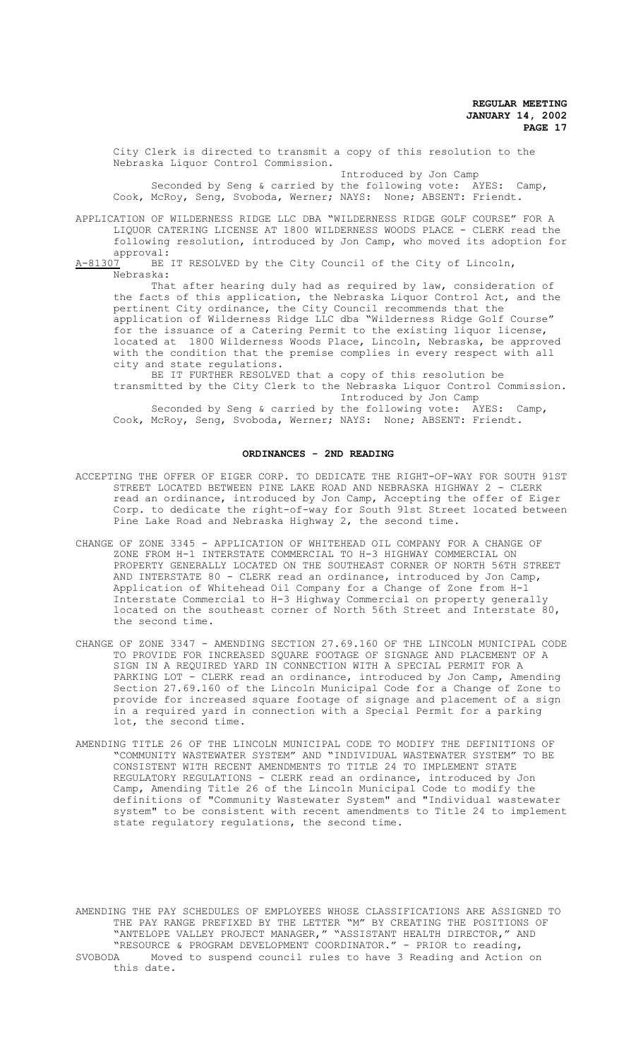City Clerk is directed to transmit a copy of this resolution to the Nebraska Liquor Control Commission.

Introduced by Jon Camp

Seconded by Seng & carried by the following vote: AYES: Camp, Cook, McRoy, Seng, Svoboda, Werner; NAYS: None; ABSENT: Friendt.

APPLICATION OF WILDERNESS RIDGE LLC DBA "WILDERNESS RIDGE GOLF COURSE" FOR A LIQUOR CATERING LICENSE AT 1800 WILDERNESS WOODS PLACE - CLERK read the following resolution, introduced by Jon Camp, who moved its adoption for approval:

A-81307 BE IT RESOLVED by the City Council of the City of Lincoln, Nebraska:

That after hearing duly had as required by law, consideration of the facts of this application, the Nebraska Liquor Control Act, and the pertinent City ordinance, the City Council recommends that the application of Wilderness Ridge LLC dba "Wilderness Ridge Golf Course" for the issuance of a Catering Permit to the existing liquor license, located at 1800 Wilderness Woods Place, Lincoln, Nebraska, be approved with the condition that the premise complies in every respect with all city and state regulations.

BE IT FURTHER RESOLVED that a copy of this resolution be transmitted by the City Clerk to the Nebraska Liquor Control Commission.

Introduced by Jon Camp

Seconded by Seng & carried by the following vote: AYES: Camp, Cook, McRoy, Seng, Svoboda, Werner; NAYS: None; ABSENT: Friendt.

## ORDINANCES - 2ND READING

ACCEPTING THE OFFER OF EIGER CORP. TO DEDICATE THE RIGHT-OF-WAY FOR SOUTH 91ST STREET LOCATED BETWEEN PINE LAKE ROAD AND NEBRASKA HIGHWAY 2 - CLERK read an ordinance, introduced by Jon Camp, Accepting the offer of Eiger Corp. to dedicate the right-of-way for South 91st Street located between Pine Lake Road and Nebraska Highway 2, the second time.

CHANGE OF ZONE 3345 - APPLICATION OF WHITEHEAD OIL COMPANY FOR A CHANGE OF ZONE FROM H-1 INTERSTATE COMMERCIAL TO H-3 HIGHWAY COMMERCIAL ON PROPERTY GENERALLY LOCATED ON THE SOUTHEAST CORNER OF NORTH 56TH STREET AND INTERSTATE 80 - CLERK read an ordinance, introduced by Jon Camp, Application of Whitehead Oil Company for a Change of Zone from H-1 Interstate Commercial to H-3 Highway Commercial on property generally located on the southeast corner of North 56th Street and Interstate 80, the second time.

CHANGE OF ZONE 3347 - AMENDING SECTION 27.69.160 OF THE LINCOLN MUNICIPAL CODE TO PROVIDE FOR INCREASED SQUARE FOOTAGE OF SIGNAGE AND PLACEMENT OF A SIGN IN A REQUIRED YARD IN CONNECTION WITH A SPECIAL PERMIT FOR A PARKING LOT - CLERK read an ordinance, introduced by Jon Camp, Amending Section 27.69.160 of the Lincoln Municipal Code for a Change of Zone to provide for increased square footage of signage and placement of a sign in a required yard in connection with a Special Permit for a parking lot, the second time.

AMENDING TITLE 26 OF THE LINCOLN MUNICIPAL CODE TO MODIFY THE DEFINITIONS OF "COMMUNITY WASTEWATER SYSTEM" AND "INDIVIDUAL WASTEWATER SYSTEM" TO BE CONSISTENT WITH RECENT AMENDMENTS TO TITLE 24 TO IMPLEMENT STATE REGULATORY REGULATIONS - CLERK read an ordinance, introduced by Jon Camp, Amending Title 26 of the Lincoln Municipal Code to modify the definitions of "Community Wastewater System" and "Individual wastewater system" to be consistent with recent amendments to Title 24 to implement state regulatory regulations, the second time.

AMENDING THE PAY SCHEDULES OF EMPLOYEES WHOSE CLASSIFICATIONS ARE ASSIGNED TO THE PAY RANGE PREFIXED BY THE LETTER "M" BY CREATING THE POSITIONS OF "ANTELOPE VALLEY PROJECT MANAGER," "ASSISTANT HEALTH DIRECTOR," AND "RESOURCE & PROGRAM DEVELOPMENT COORDINATOR." - PRIOR to reading,

SVOBODA Moved to suspend council rules to have 3 Reading and Action on this date.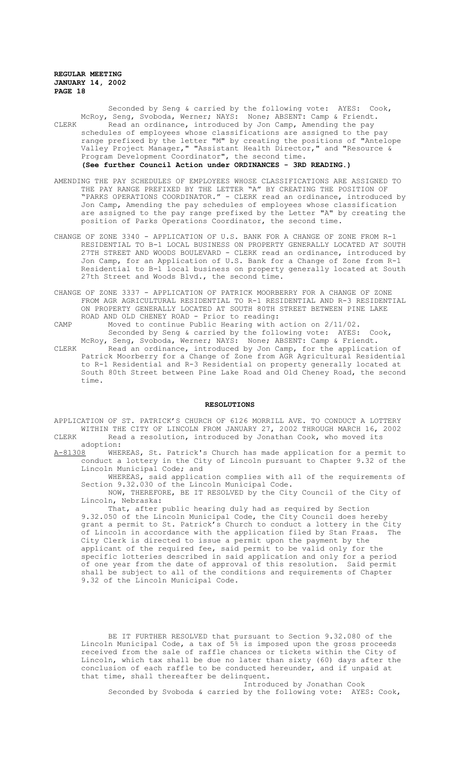Seconded by Seng & carried by the following vote: AYES: Cook, McRoy, Seng, Svoboda, Werner; NAYS: None; ABSENT: Camp & Friendt.

CLERK Read an ordinance, introduced by Jon Camp, Amending the pay schedules of employees whose classifications are assigned to the pay range prefixed by the letter "M" by creating the positions of "Antelope Valley Project Manager," "Assistant Health Director," and "Resource & Program Development Coordinator", the second time.

**(See further Council Action under ORDINANCES - 3RD READING.)**

AMENDING THE PAY SCHEDULES OF EMPLOYEES WHOSE CLASSIFICATIONS ARE ASSIGNED TO THE PAY RANGE PREFIXED BY THE LETTER "A" BY CREATING THE POSITION OF "PARKS OPERATIONS COORDINATOR." - CLERK read an ordinance, introduced by Jon Camp, Amending the pay schedules of employees whose classification are assigned to the pay range prefixed by the Letter "A" by creating the position of Parks Operations Coordinator, the second time.

CHANGE OF ZONE 3340 - APPLICATION OF U.S. BANK FOR A CHANGE OF ZONE FROM R-1 RESIDENTIAL TO B-1 LOCAL BUSINESS ON PROPERTY GENERALLY LOCATED AT SOUTH 27TH STREET AND WOODS BOULEVARD - CLERK read an ordinance, introduced by Jon Camp, for an Application of U.S. Bank for a Change of Zone from R-1 Residential to B-1 local business on property generally located at South 27th Street and Woods Blvd., the second time.

CHANGE OF ZONE 3337 - APPLICATION OF PATRICK MOORBERRY FOR A CHANGE OF ZONE FROM AGR AGRICULTURAL RESIDENTIAL TO R-1 RESIDENTIAL AND R-3 RESIDENTIAL ON PROPERTY GENERALLY LOCATED AT SOUTH 80TH STREET BETWEEN PINE LAKE ROAD AND OLD CHENEY ROAD - Prior to reading:

CAMP Moved to continue Public Hearing with action on 2/11/02.

Seconded by Seng & carried by the following vote: AYES: Cook, McRoy, Seng, Svoboda, Werner; NAYS: None; ABSENT: Camp & Friendt.

CLERK Read an ordinance, introduced by Jon Camp, for the application of Patrick Moorberry for a Change of Zone from AGR Agricultural Residential to R-1 Residential and R-3 Residential on property generally located at South 80th Street between Pine Lake Road and Old Cheney Road, the second time.

## RESOLUTIONS

APPLICATION OF ST. PATRICK'S CHURCH OF 6126 MORRILL AVE. TO CONDUCT A LOTTERY WITHIN THE CITY OF LINCOLN FROM JANUARY 27, 2002 THROUGH MARCH 16, 2002

CLERK Read a resolution, introduced by Jonathan Cook, who moved its adoption:

A-81308 WHEREAS, St. Patrick's Church has made application for a permit to conduct a lottery in the City of Lincoln pursuant to Chapter 9.32 of the Lincoln Municipal Code; and

WHEREAS, said application complies with all of the requirements of Section 9.32.030 of the Lincoln Municipal Code.

NOW, THEREFORE, BE IT RESOLVED by the City Council of the City of Lincoln, Nebraska:

That, after public hearing duly had as required by Section 9.32.050 of the Lincoln Municipal Code, the City Council does hereby grant a permit to St. Patrick's Church to conduct a lottery in the City of Lincoln in accordance with the application filed by Stan Fraas. The City Clerk is directed to issue a permit upon the payment by the applicant of the required fee, said permit to be valid only for the specific lotteries described in said application and only for a period of one year from the date of approval of this resolution. Said permit shall be subject to all of the conditions and requirements of Chapter 9.32 of the Lincoln Municipal Code.

BE IT FURTHER RESOLVED that pursuant to Section 9.32.080 of the Lincoln Municipal Code, a tax of 5% is imposed upon the gross proceeds received from the sale of raffle chances or tickets within the City of Lincoln, which tax shall be due no later than sixty (60) days after the conclusion of each raffle to be conducted hereunder, and if unpaid at that time, shall thereafter be delinquent.

Introduced by Jonathan Cook

Seconded by Svoboda & carried by the following vote: AYES: Cook,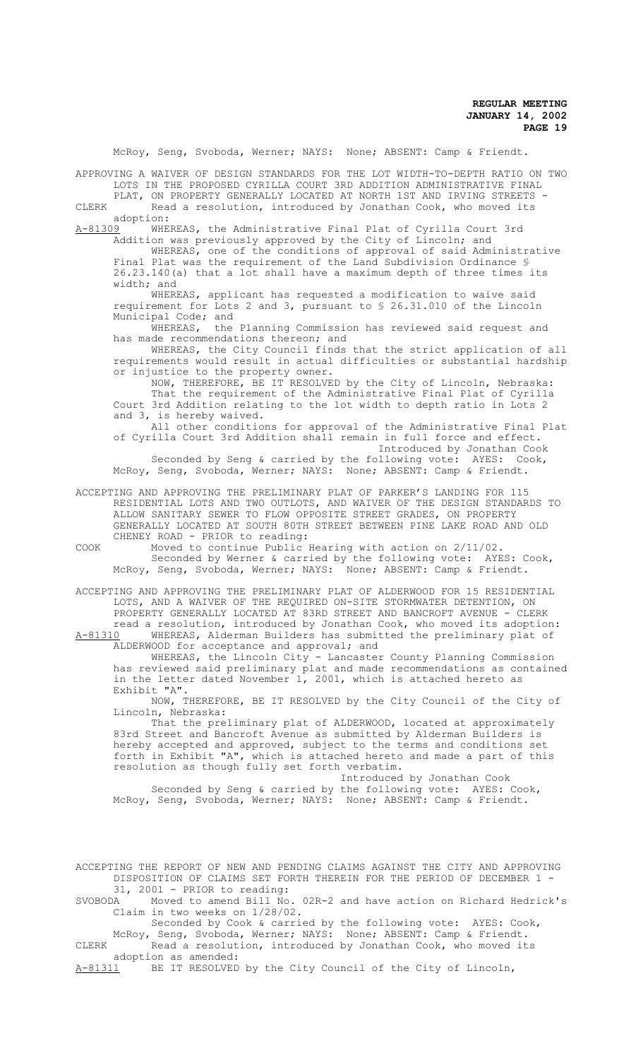McRoy, Seng, Svoboda, Werner; NAYS: None; ABSENT: Camp & Friendt.

APPROVING A WAIVER OF DESIGN STANDARDS FOR THE LOT WIDTH-TO-DEPTH RATIO ON TWO LOTS IN THE PROPOSED CYRILLA COURT 3RD ADDITION ADMINISTRATIVE FINAL PLAT, ON PROPERTY GENERALLY LOCATED AT NORTH 1ST AND IRVING STREETS -

CLERK Read a resolution, introduced by Jonathan Cook, who moved its adoption:

A-81309 WHEREAS, the Administrative Final Plat of Cyrilla Court 3rd Addition was previously approved by the City of Lincoln; and

WHEREAS, one of the conditions of approval of said Administrative Final Plat was the requirement of the Land Subdivision Ordinance § 26.23.140(a) that a lot shall have a maximum depth of three times its width; and

WHEREAS, applicant has requested a modification to waive said requirement for Lots 2 and 3, pursuant to § 26.31.010 of the Lincoln Municipal Code; and

WHEREAS, the Planning Commission has reviewed said request and has made recommendations thereon; and

WHEREAS, the City Council finds that the strict application of all requirements would result in actual difficulties or substantial hardship or injustice to the property owner.

NOW, THEREFORE, BE IT RESOLVED by the City of Lincoln, Nebraska:

That the requirement of the Administrative Final Plat of Cyrilla Court 3rd Addition relating to the lot width to depth ratio in Lots 2 and 3, is hereby waived.

All other conditions for approval of the Administrative Final Plat of Cyrilla Court 3rd Addition shall remain in full force and effect.

Introduced by Jonathan Cook

Seconded by Seng & carried by the following vote: AYES: Cook, McRoy, Seng, Svoboda, Werner; NAYS: None; ABSENT: Camp & Friendt.

ACCEPTING AND APPROVING THE PRELIMINARY PLAT OF PARKER'S LANDING FOR 115 RESIDENTIAL LOTS AND TWO OUTLOTS, AND WAIVER OF THE DESIGN STANDARDS TO ALLOW SANITARY SEWER TO FLOW OPPOSITE STREET GRADES, ON PROPERTY GENERALLY LOCATED AT SOUTH 80TH STREET BETWEEN PINE LAKE ROAD AND OLD CHENEY ROAD - PRIOR to reading:

COOK Moved to continue Public Hearing with action on 2/11/02.

Seconded by Werner & carried by the following vote: AYES: Cook, McRoy, Seng, Svoboda, Werner; NAYS: None; ABSENT: Camp & Friendt.

ACCEPTING AND APPROVING THE PRELIMINARY PLAT OF ALDERWOOD FOR 15 RESIDENTIAL LOTS, AND A WAIVER OF THE REQUIRED ON-SITE STORMWATER DETENTION, ON PROPERTY GENERALLY LOCATED AT 83RD STREET AND BANCROFT AVENUE - CLERK read a resolution, introduced by Jonathan Cook, who moved its adoption:

A-81310 WHEREAS, Alderman Builders has submitted the preliminary plat of ALDERWOOD for acceptance and approval; and

WHEREAS, the Lincoln City - Lancaster County Planning Commission has reviewed said preliminary plat and made recommendations as contained in the letter dated November 1, 2001, which is attached hereto as Exhibit "A".

NOW, THEREFORE, BE IT RESOLVED by the City Council of the City of Lincoln, Nebraska:

That the preliminary plat of ALDERWOOD, located at approximately 83rd Street and Bancroft Avenue as submitted by Alderman Builders is hereby accepted and approved, subject to the terms and conditions set forth in Exhibit "A", which is attached hereto and made a part of this resolution as though fully set forth verbatim.

Introduced by Jonathan Cook

Seconded by Seng & carried by the following vote: AYES: Cook, McRoy, Seng, Svoboda, Werner; NAYS: None; ABSENT: Camp & Friendt.

ACCEPTING THE REPORT OF NEW AND PENDING CLAIMS AGAINST THE CITY AND APPROVING DISPOSITION OF CLAIMS SET FORTH THEREIN FOR THE PERIOD OF DECEMBER 1 - 31, 2001 - PRIOR to reading:

SVOBODA Moved to amend Bill No. 02R-2 and have action on Richard Hedrick's Claim in two weeks on 1/28/02.

Seconded by Cook & carried by the following vote: AYES: Cook, McRoy, Seng, Svoboda, Werner; NAYS: None; ABSENT: Camp & Friendt.

CLERK Read a resolution, introduced by Jonathan Cook, who moved its adoption as amended:

A-81311 BE IT RESOLVED by the City Council of the City of Lincoln,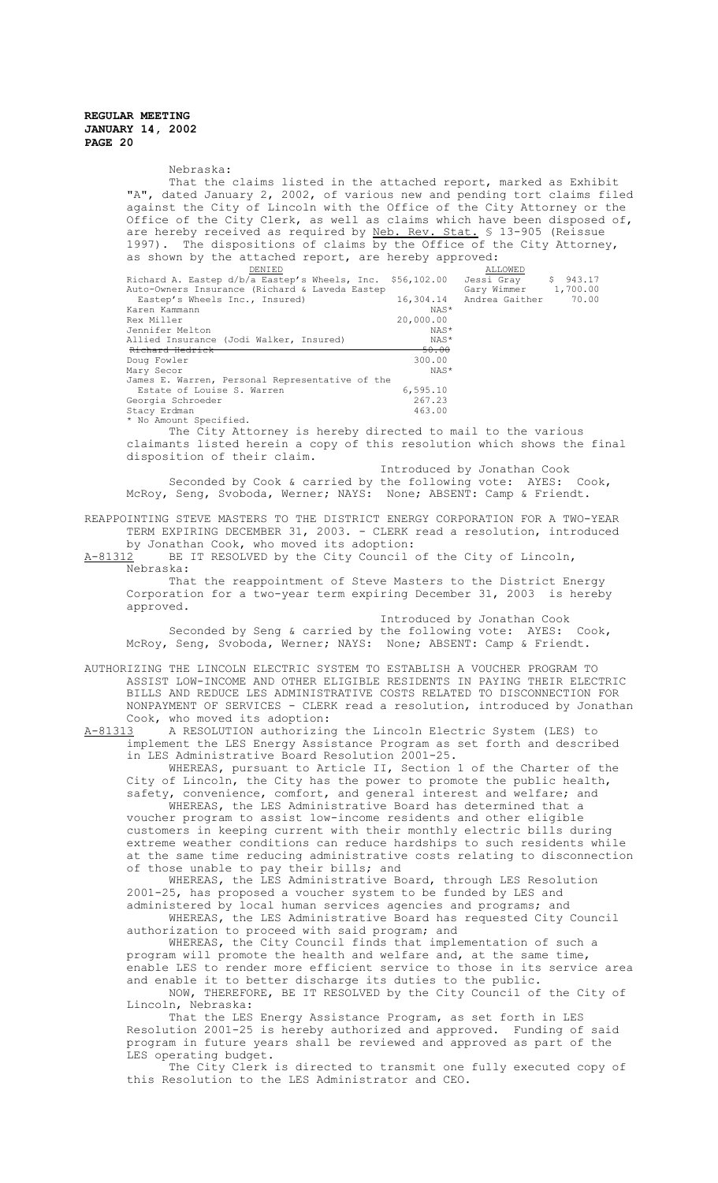Nebraska:

That the claims listed in the attached report, marked as Exhibit "A", dated January 2, 2002, of various new and pending tort claims filed against the City of Lincoln with the Office of the City Attorney or the Office of the City Clerk, as well as claims which have been disposed of, are hereby received as required by Neb. Rev. Stat. § 13-905 (Reissue 1997). The dispositions of claims by the Office of the City Attorney, as shown by the attached report, are hereby approved:

| DENIED | | ALLOWED | |
|---|---|---|---|
| Richard A. Eastep d/b/a Eastep's Wheels, Inc. | $56,102.00 | Jessi Gray | $ 943.17 |
| Auto-Owners Insurance (Richard & Laveda Eastep Eastep's Wheels Inc., Insured) | 16,304.14 | Gary Wimmer | 1,700.00 |
| Karen Kammann | NAS* | Andrea Gaither | 70.00 |
| Rex Miller | 20,000.00 | | |
| Jennifer Melton | NAS* | | |
| Allied Insurance (Jodi Walker, Insured) | NAS* | | |
| ~~Richard Hedrick~~ | ~~50.00~~ | | |
| Doug Fowler | 300.00 | | |
| Mary Secor | NAS* | | |
| James E. Warren, Personal Representative of the Estate of Louise S. Warren | 6,595.10 | | |
| Georgia Schroeder | 267.23 | | |
| Stacy Erdman | 463.00 | | |

\* No Amount Specified.

The City Attorney is hereby directed to mail to the various claimants listed herein a copy of this resolution which shows the final disposition of their claim.

Introduced by Jonathan Cook

Seconded by Cook & carried by the following vote: AYES: Cook, McRoy, Seng, Svoboda, Werner; NAYS: None; ABSENT: Camp & Friendt.

REAPPOINTING STEVE MASTERS TO THE DISTRICT ENERGY CORPORATION FOR A TWO-YEAR TERM EXPIRING DECEMBER 31, 2003. - CLERK read a resolution, introduced by Jonathan Cook, who moved its adoption:

A-81312 BE IT RESOLVED by the City Council of the City of Lincoln, Nebraska:

That the reappointment of Steve Masters to the District Energy Corporation for a two-year term expiring December 31, 2003 is hereby approved.

Introduced by Jonathan Cook

Seconded by Seng & carried by the following vote: AYES: Cook, McRoy, Seng, Svoboda, Werner; NAYS: None; ABSENT: Camp & Friendt.

AUTHORIZING THE LINCOLN ELECTRIC SYSTEM TO ESTABLISH A VOUCHER PROGRAM TO ASSIST LOW-INCOME AND OTHER ELIGIBLE RESIDENTS IN PAYING THEIR ELECTRIC BILLS AND REDUCE LES ADMINISTRATIVE COSTS RELATED TO DISCONNECTION FOR NONPAYMENT OF SERVICES - CLERK read a resolution, introduced by Jonathan Cook, who moved its adoption:

A-81313 A RESOLUTION authorizing the Lincoln Electric System (LES) to implement the LES Energy Assistance Program as set forth and described in LES Administrative Board Resolution 2001-25.

WHEREAS, pursuant to Article II, Section 1 of the Charter of the City of Lincoln, the City has the power to promote the public health, safety, convenience, comfort, and general interest and welfare; and

WHEREAS, the LES Administrative Board has determined that a voucher program to assist low-income residents and other eligible customers in keeping current with their monthly electric bills during extreme weather conditions can reduce hardships to such residents while at the same time reducing administrative costs relating to disconnection of those unable to pay their bills; and

WHEREAS, the LES Administrative Board, through LES Resolution 2001-25, has proposed a voucher system to be funded by LES and administered by local human services agencies and programs; and

WHEREAS, the LES Administrative Board has requested City Council authorization to proceed with said program; and

WHEREAS, the City Council finds that implementation of such a program will promote the health and welfare and, at the same time, enable LES to render more efficient service to those in its service area and enable it to better discharge its duties to the public.

NOW, THEREFORE, BE IT RESOLVED by the City Council of the City of Lincoln, Nebraska:

That the LES Energy Assistance Program, as set forth in LES Resolution 2001-25 is hereby authorized and approved. Funding of said program in future years shall be reviewed and approved as part of the LES operating budget.

The City Clerk is directed to transmit one fully executed copy of this Resolution to the LES Administrator and CEO.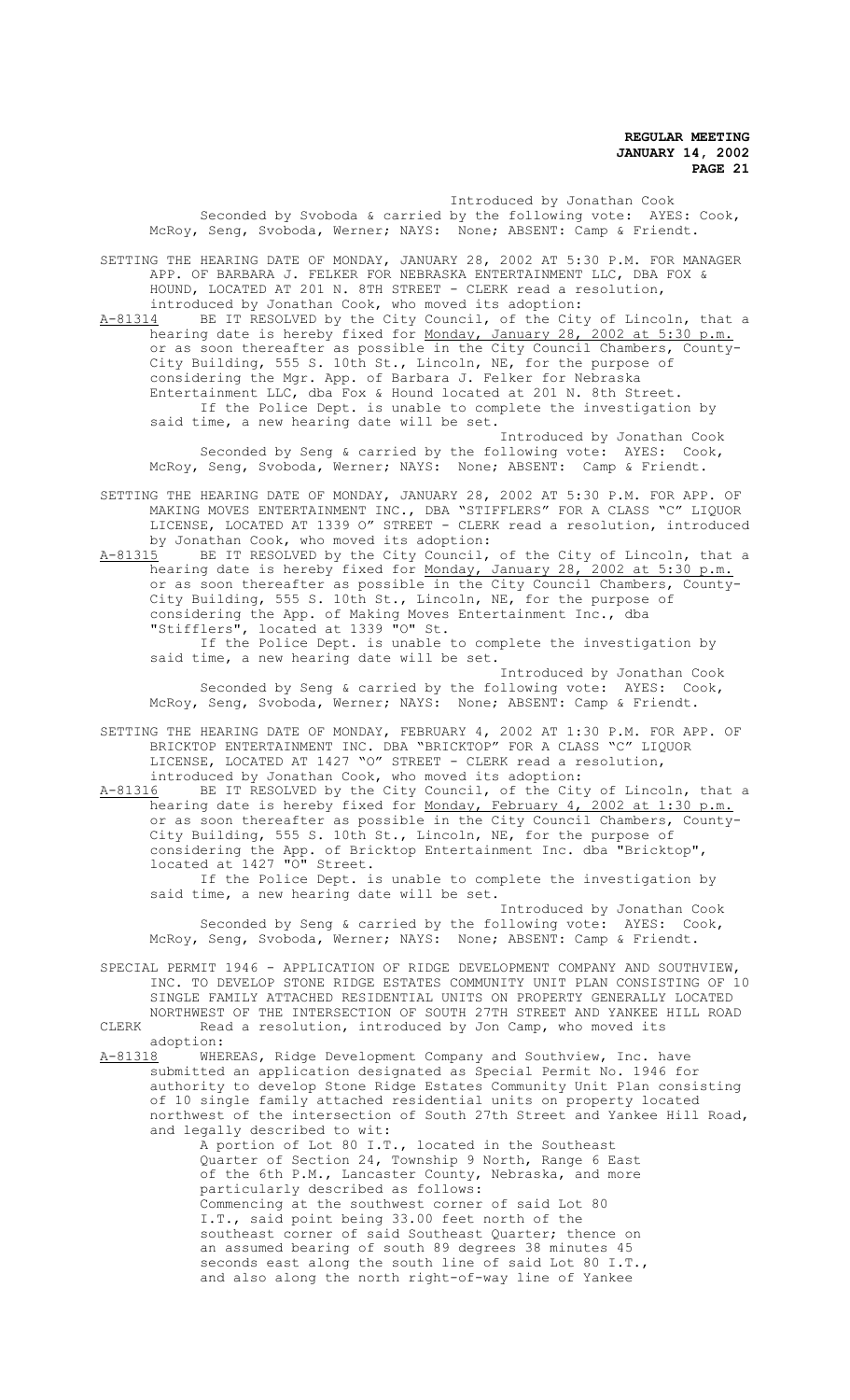Introduced by Jonathan Cook
Seconded by Svoboda & carried by the following vote: AYES: Cook, McRoy, Seng, Svoboda, Werner; NAYS: None; ABSENT: Camp & Friendt.

SETTING THE HEARING DATE OF MONDAY, JANUARY 28, 2002 AT 5:30 P.M. FOR MANAGER APP. OF BARBARA J. FELKER FOR NEBRASKA ENTERTAINMENT LLC, DBA FOX & HOUND, LOCATED AT 201 N. 8TH STREET - CLERK read a resolution, introduced by Jonathan Cook, who moved its adoption:

A-81314 BE IT RESOLVED by the City Council, of the City of Lincoln, that a hearing date is hereby fixed for Monday, January 28, 2002 at 5:30 p.m. or as soon thereafter as possible in the City Council Chambers, County-City Building, 555 S. 10th St., Lincoln, NE, for the purpose of considering the Mgr. App. of Barbara J. Felker for Nebraska Entertainment LLC, dba Fox & Hound located at 201 N. 8th Street.

If the Police Dept. is unable to complete the investigation by said time, a new hearing date will be set.

Introduced by Jonathan Cook
Seconded by Seng & carried by the following vote: AYES: Cook, McRoy, Seng, Svoboda, Werner; NAYS: None; ABSENT: Camp & Friendt.

SETTING THE HEARING DATE OF MONDAY, JANUARY 28, 2002 AT 5:30 P.M. FOR APP. OF MAKING MOVES ENTERTAINMENT INC., DBA "STIFFLERS" FOR A CLASS "C" LIQUOR LICENSE, LOCATED AT 1339 O" STREET - CLERK read a resolution, introduced by Jonathan Cook, who moved its adoption:

A-81315 BE IT RESOLVED by the City Council, of the City of Lincoln, that a hearing date is hereby fixed for Monday, January 28, 2002 at 5:30 p.m. or as soon thereafter as possible in the City Council Chambers, County-City Building, 555 S. 10th St., Lincoln, NE, for the purpose of considering the App. of Making Moves Entertainment Inc., dba "Stifflers", located at 1339 "O" St.

If the Police Dept. is unable to complete the investigation by said time, a new hearing date will be set.

Introduced by Jonathan Cook
Seconded by Seng & carried by the following vote: AYES: Cook, McRoy, Seng, Svoboda, Werner; NAYS: None; ABSENT: Camp & Friendt.

SETTING THE HEARING DATE OF MONDAY, FEBRUARY 4, 2002 AT 1:30 P.M. FOR APP. OF BRICKTOP ENTERTAINMENT INC. DBA "BRICKTOP" FOR A CLASS "C" LIQUOR LICENSE, LOCATED AT 1427 "O" STREET - CLERK read a resolution, introduced by Jonathan Cook, who moved its adoption:

A-81316 BE IT RESOLVED by the City Council, of the City of Lincoln, that a hearing date is hereby fixed for Monday, February 4, 2002 at 1:30 p.m. or as soon thereafter as possible in the City Council Chambers, County-City Building, 555 S. 10th St., Lincoln, NE, for the purpose of considering the App. of Bricktop Entertainment Inc. dba "Bricktop", located at 1427 "O" Street.

If the Police Dept. is unable to complete the investigation by said time, a new hearing date will be set.

Introduced by Jonathan Cook
Seconded by Seng & carried by the following vote: AYES: Cook, McRoy, Seng, Svoboda, Werner; NAYS: None; ABSENT: Camp & Friendt.

SPECIAL PERMIT 1946 - APPLICATION OF RIDGE DEVELOPMENT COMPANY AND SOUTHVIEW, INC. TO DEVELOP STONE RIDGE ESTATES COMMUNITY UNIT PLAN CONSISTING OF 10 SINGLE FAMILY ATTACHED RESIDENTIAL UNITS ON PROPERTY GENERALLY LOCATED NORTHWEST OF THE INTERSECTION OF SOUTH 27TH STREET AND YANKEE HILL ROAD

CLERK Read a resolution, introduced by Jon Camp, who moved its adoption:

A-81318 WHEREAS, Ridge Development Company and Southview, Inc. have submitted an application designated as Special Permit No. 1946 for authority to develop Stone Ridge Estates Community Unit Plan consisting of 10 single family attached residential units on property located northwest of the intersection of South 27th Street and Yankee Hill Road, and legally described to wit:

A portion of Lot 80 I.T., located in the Southeast Quarter of Section 24, Township 9 North, Range 6 East of the 6th P.M., Lancaster County, Nebraska, and more particularly described as follows:
Commencing at the southwest corner of said Lot 80 I.T., said point being 33.00 feet north of the southeast corner of said Southeast Quarter; thence on an assumed bearing of south 89 degrees 38 minutes 45 seconds east along the south line of said Lot 80 I.T., and also along the north right-of-way line of Yankee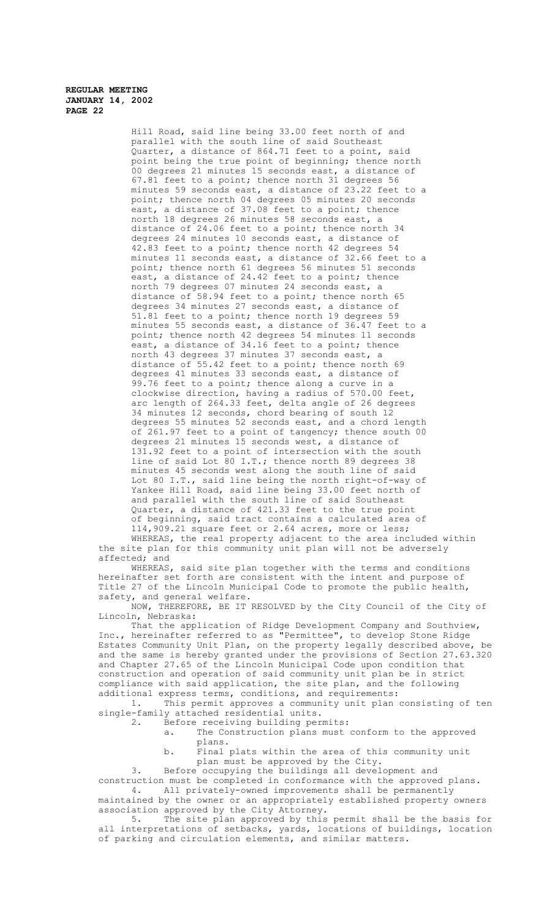Hill Road, said line being 33.00 feet north of and parallel with the south line of said Southeast Quarter, a distance of 864.71 feet to a point, said point being the true point of beginning; thence north 00 degrees 21 minutes 15 seconds east, a distance of 67.81 feet to a point; thence north 31 degrees 56 minutes 59 seconds east, a distance of 23.22 feet to a point; thence north 04 degrees 05 minutes 20 seconds east, a distance of 37.08 feet to a point; thence north 18 degrees 26 minutes 58 seconds east, a distance of 24.06 feet to a point; thence north 34 degrees 24 minutes 10 seconds east, a distance of 42.83 feet to a point; thence north 42 degrees 54 minutes 11 seconds east, a distance of 32.66 feet to a point; thence north 61 degrees 56 minutes 51 seconds east, a distance of 24.42 feet to a point; thence north 79 degrees 07 minutes 24 seconds east, a distance of 58.94 feet to a point; thence north 65 degrees 34 minutes 27 seconds east, a distance of 51.81 feet to a point; thence north 19 degrees 59 minutes 55 seconds east, a distance of 36.47 feet to a point; thence north 42 degrees 54 minutes 11 seconds east, a distance of 34.16 feet to a point; thence north 43 degrees 37 minutes 37 seconds east, a distance of 55.42 feet to a point; thence north 69 degrees 41 minutes 33 seconds east, a distance of 99.76 feet to a point; thence along a curve in a clockwise direction, having a radius of 570.00 feet, arc length of 264.33 feet, delta angle of 26 degrees 34 minutes 12 seconds, chord bearing of south 12 degrees 55 minutes 52 seconds east, and a chord length of 261.97 feet to a point of tangency; thence south 00 degrees 21 minutes 15 seconds west, a distance of 131.92 feet to a point of intersection with the south line of said Lot 80 I.T.; thence north 89 degrees 38 minutes 45 seconds west along the south line of said Lot 80 I.T., said line being the north right-of-way of Yankee Hill Road, said line being 33.00 feet north of and parallel with the south line of said Southeast Quarter, a distance of 421.33 feet to the true point of beginning, said tract contains a calculated area of 114,909.21 square feet or 2.64 acres, more or less;

WHEREAS, the real property adjacent to the area included within the site plan for this community unit plan will not be adversely affected; and

WHEREAS, said site plan together with the terms and conditions hereinafter set forth are consistent with the intent and purpose of Title 27 of the Lincoln Municipal Code to promote the public health, safety, and general welfare.

NOW, THEREFORE, BE IT RESOLVED by the City Council of the City of Lincoln, Nebraska:

That the application of Ridge Development Company and Southview, Inc., hereinafter referred to as "Permittee", to develop Stone Ridge Estates Community Unit Plan, on the property legally described above, be and the same is hereby granted under the provisions of Section 27.63.320 and Chapter 27.65 of the Lincoln Municipal Code upon condition that construction and operation of said community unit plan be in strict compliance with said application, the site plan, and the following additional express terms, conditions, and requirements:

1. This permit approves a community unit plan consisting of ten single-family attached residential units.
2. Before receiving building permits:
   a. The Construction plans must conform to the approved plans.
   b. Final plats within the area of this community unit plan must be approved by the City.
3. Before occupying the buildings all development and construction must be completed in conformance with the approved plans.
4. All privately-owned improvements shall be permanently maintained by the owner or an appropriately established property owners association approved by the City Attorney.
5. The site plan approved by this permit shall be the basis for all interpretations of setbacks, yards, locations of buildings, location of parking and circulation elements, and similar matters.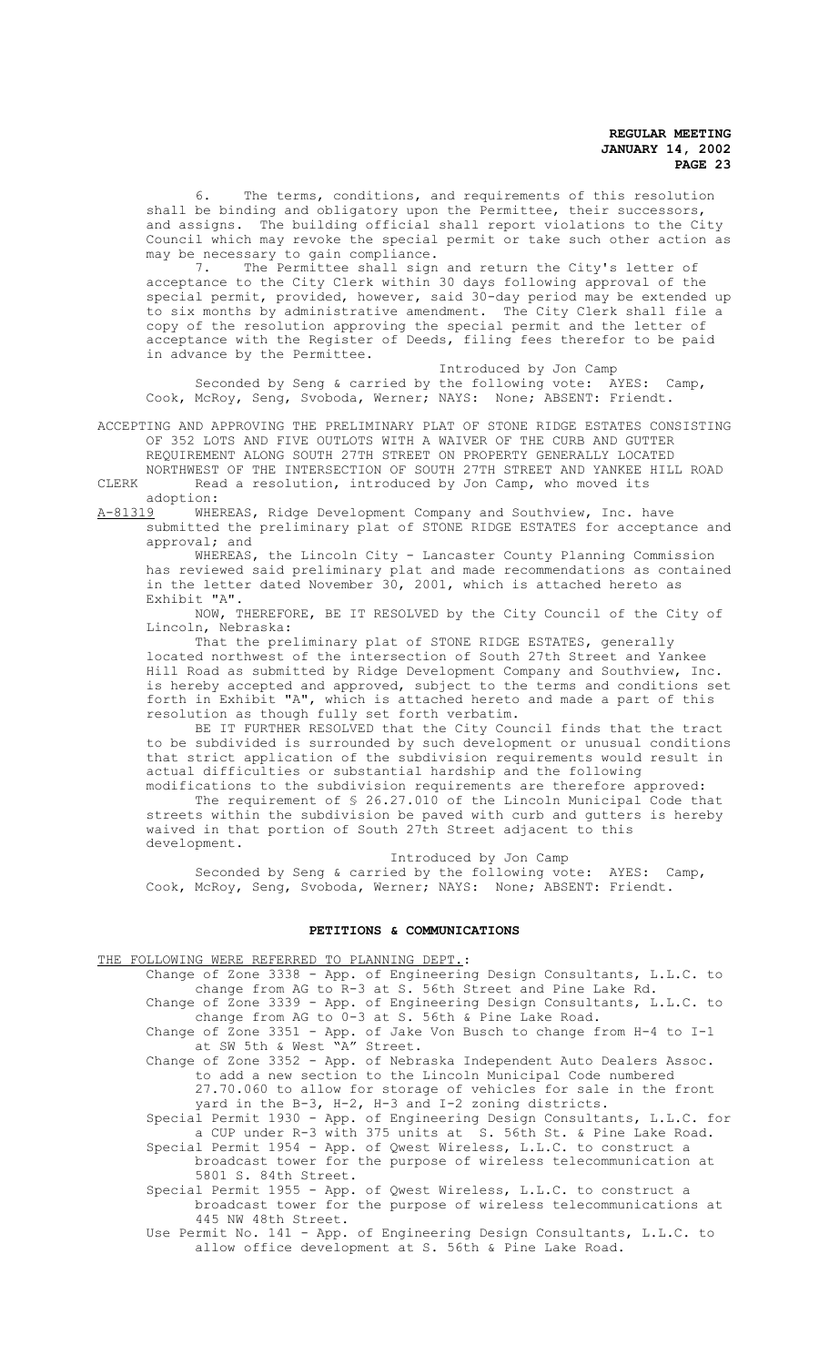6. The terms, conditions, and requirements of this resolution shall be binding and obligatory upon the Permittee, their successors, and assigns. The building official shall report violations to the City Council which may revoke the special permit or take such other action as may be necessary to gain compliance.

7. The Permittee shall sign and return the City's letter of acceptance to the City Clerk within 30 days following approval of the special permit, provided, however, said 30-day period may be extended up to six months by administrative amendment. The City Clerk shall file a copy of the resolution approving the special permit and the letter of acceptance with the Register of Deeds, filing fees therefor to be paid in advance by the Permittee.

Introduced by Jon Camp

Seconded by Seng & carried by the following vote: AYES: Camp, Cook, McRoy, Seng, Svoboda, Werner; NAYS: None; ABSENT: Friendt.

ACCEPTING AND APPROVING THE PRELIMINARY PLAT OF STONE RIDGE ESTATES CONSISTING OF 352 LOTS AND FIVE OUTLOTS WITH A WAIVER OF THE CURB AND GUTTER REQUIREMENT ALONG SOUTH 27TH STREET ON PROPERTY GENERALLY LOCATED NORTHWEST OF THE INTERSECTION OF SOUTH 27TH STREET AND YANKEE HILL ROAD

CLERK Read a resolution, introduced by Jon Camp, who moved its adoption:

A-81319 WHEREAS, Ridge Development Company and Southview, Inc. have submitted the preliminary plat of STONE RIDGE ESTATES for acceptance and approval; and

WHEREAS, the Lincoln City - Lancaster County Planning Commission has reviewed said preliminary plat and made recommendations as contained in the letter dated November 30, 2001, which is attached hereto as Exhibit "A".

NOW, THEREFORE, BE IT RESOLVED by the City Council of the City of Lincoln, Nebraska:

That the preliminary plat of STONE RIDGE ESTATES, generally located northwest of the intersection of South 27th Street and Yankee Hill Road as submitted by Ridge Development Company and Southview, Inc. is hereby accepted and approved, subject to the terms and conditions set forth in Exhibit "A", which is attached hereto and made a part of this resolution as though fully set forth verbatim.

BE IT FURTHER RESOLVED that the City Council finds that the tract to be subdivided is surrounded by such development or unusual conditions that strict application of the subdivision requirements would result in actual difficulties or substantial hardship and the following modifications to the subdivision requirements are therefore approved:

The requirement of § 26.27.010 of the Lincoln Municipal Code that streets within the subdivision be paved with curb and gutters is hereby waived in that portion of South 27th Street adjacent to this development.

Introduced by Jon Camp

Seconded by Seng & carried by the following vote: AYES: Camp, Cook, McRoy, Seng, Svoboda, Werner; NAYS: None; ABSENT: Friendt.

## PETITIONS & COMMUNICATIONS

THE FOLLOWING WERE REFERRED TO PLANNING DEPT.:

- Change of Zone 3338 - App. of Engineering Design Consultants, L.L.C. to change from AG to R-3 at S. 56th Street and Pine Lake Rd.
- Change of Zone 3339 - App. of Engineering Design Consultants, L.L.C. to change from AG to O-3 at S. 56th & Pine Lake Road.
- Change of Zone 3351 - App. of Jake Von Busch to change from H-4 to I-1 at SW 5th & West "A" Street.
- Change of Zone 3352 - App. of Nebraska Independent Auto Dealers Assoc. to add a new section to the Lincoln Municipal Code numbered 27.70.060 to allow for storage of vehicles for sale in the front yard in the B-3, H-2, H-3 and I-2 zoning districts.
- Special Permit 1930 - App. of Engineering Design Consultants, L.L.C. for a CUP under R-3 with 375 units at S. 56th St. & Pine Lake Road.
- Special Permit 1954 - App. of Qwest Wireless, L.L.C. to construct a broadcast tower for the purpose of wireless telecommunication at 5801 S. 84th Street.
- Special Permit 1955 - App. of Qwest Wireless, L.L.C. to construct a broadcast tower for the purpose of wireless telecommunications at 445 NW 48th Street.
- Use Permit No. 141 - App. of Engineering Design Consultants, L.L.C. to allow office development at S. 56th & Pine Lake Road.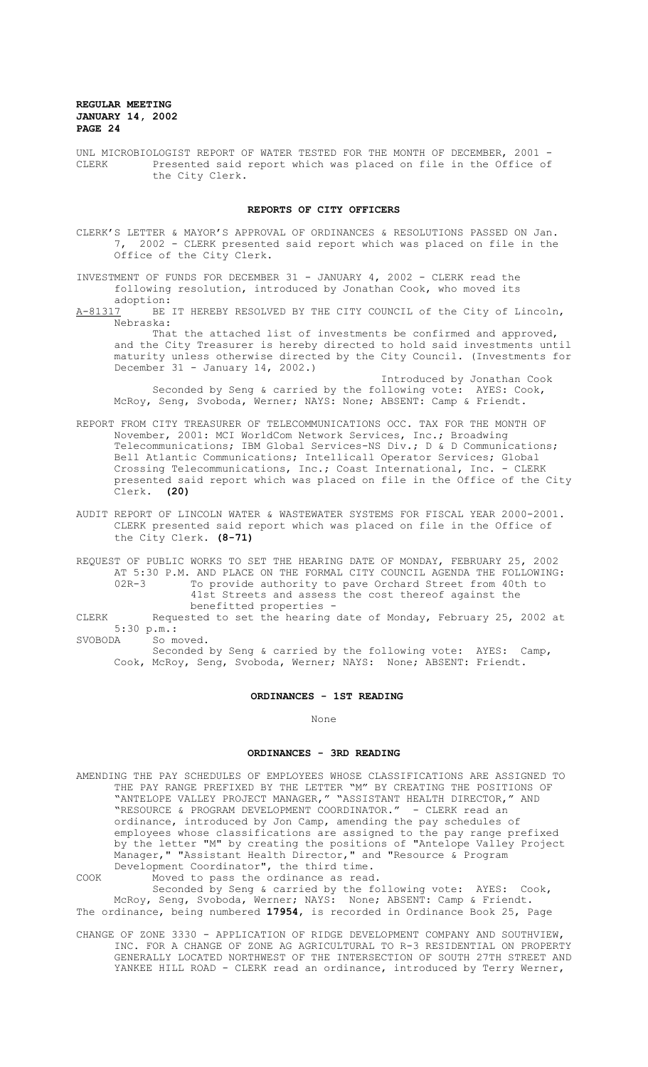UNL MICROBIOLOGIST REPORT OF WATER TESTED FOR THE MONTH OF DECEMBER, 2001 - CLERK Presented said report which was placed on file in the Office of the City Clerk.

## REPORTS OF CITY OFFICERS

CLERK'S LETTER & MAYOR'S APPROVAL OF ORDINANCES & RESOLUTIONS PASSED ON Jan. 7, 2002 - CLERK presented said report which was placed on file in the Office of the City Clerk.

INVESTMENT OF FUNDS FOR DECEMBER 31 - JANUARY 4, 2002 - CLERK read the following resolution, introduced by Jonathan Cook, who moved its adoption:

A-81317 BE IT HEREBY RESOLVED BY THE CITY COUNCIL of the City of Lincoln, Nebraska:

That the attached list of investments be confirmed and approved, and the City Treasurer is hereby directed to hold said investments until maturity unless otherwise directed by the City Council. (Investments for December 31 - January 14, 2002.)

Introduced by Jonathan Cook

Seconded by Seng & carried by the following vote: AYES: Cook, McRoy, Seng, Svoboda, Werner; NAYS: None; ABSENT: Camp & Friendt.

REPORT FROM CITY TREASURER OF TELECOMMUNICATIONS OCC. TAX FOR THE MONTH OF November, 2001: MCI WorldCom Network Services, Inc.; Broadwing Telecommunications; IBM Global Services-NS Div.; D & D Communications; Bell Atlantic Communications; Intellicall Operator Services; Global Crossing Telecommunications, Inc.; Coast International, Inc. - CLERK presented said report which was placed on file in the Office of the City Clerk. **(20)**

AUDIT REPORT OF LINCOLN WATER & WASTEWATER SYSTEMS FOR FISCAL YEAR 2000-2001. CLERK presented said report which was placed on file in the Office of the City Clerk. **(8-71)**

REQUEST OF PUBLIC WORKS TO SET THE HEARING DATE OF MONDAY, FEBRUARY 25, 2002 AT 5:30 P.M. AND PLACE ON THE FORMAL CITY COUNCIL AGENDA THE FOLLOWING:

02R-3 To provide authority to pave Orchard Street from 40th to 41st Streets and assess the cost thereof against the benefitted properties -

CLERK Requested to set the hearing date of Monday, February 25, 2002 at 5:30 p.m.:

SVOBODA So moved.

Seconded by Seng & carried by the following vote: AYES: Camp, Cook, McRoy, Seng, Svoboda, Werner; NAYS: None; ABSENT: Friendt.

## ORDINANCES - 1ST READING

None

## ORDINANCES - 3RD READING

AMENDING THE PAY SCHEDULES OF EMPLOYEES WHOSE CLASSIFICATIONS ARE ASSIGNED TO THE PAY RANGE PREFIXED BY THE LETTER "M" BY CREATING THE POSITIONS OF "ANTELOPE VALLEY PROJECT MANAGER," "ASSISTANT HEALTH DIRECTOR," AND "RESOURCE & PROGRAM DEVELOPMENT COORDINATOR." - CLERK read an ordinance, introduced by Jon Camp, amending the pay schedules of employees whose classifications are assigned to the pay range prefixed by the letter "M" by creating the positions of "Antelope Valley Project Manager," "Assistant Health Director," and "Resource & Program Development Coordinator", the third time.

COOK Moved to pass the ordinance as read.

Seconded by Seng & carried by the following vote: AYES: Cook, McRoy, Seng, Svoboda, Werner; NAYS: None; ABSENT: Camp & Friendt.

The ordinance, being numbered **17954**, is recorded in Ordinance Book 25, Page

CHANGE OF ZONE 3330 - APPLICATION OF RIDGE DEVELOPMENT COMPANY AND SOUTHVIEW, INC. FOR A CHANGE OF ZONE AG AGRICULTURAL TO R-3 RESIDENTIAL ON PROPERTY GENERALLY LOCATED NORTHWEST OF THE INTERSECTION OF SOUTH 27TH STREET AND YANKEE HILL ROAD - CLERK read an ordinance, introduced by Terry Werner,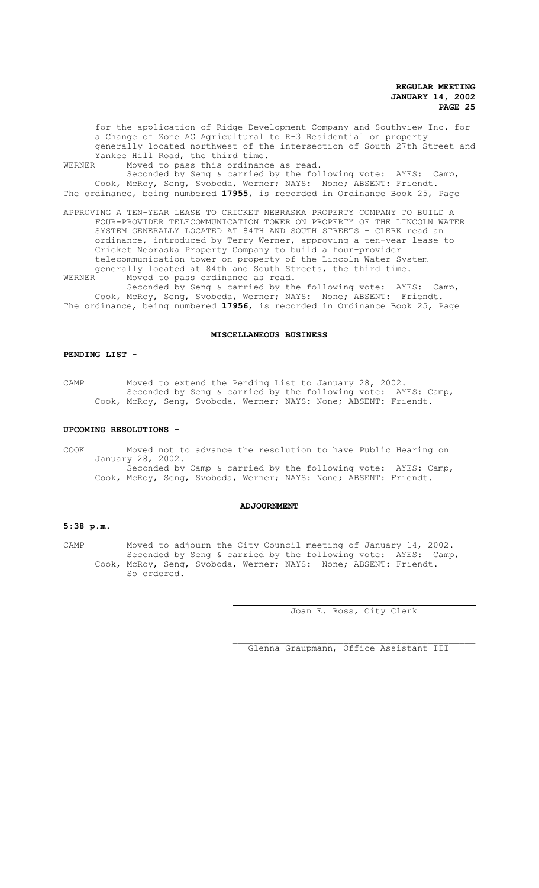for the application of Ridge Development Company and Southview Inc. for a Change of Zone AG Agricultural to R-3 Residential on property generally located northwest of the intersection of South 27th Street and Yankee Hill Road, the third time.

WERNER Moved to pass this ordinance as read.

Seconded by Seng & carried by the following vote: AYES: Camp, Cook, McRoy, Seng, Svoboda, Werner; NAYS: None; ABSENT: Friendt.

The ordinance, being numbered **17955**, is recorded in Ordinance Book 25, Page

APPROVING A TEN-YEAR LEASE TO CRICKET NEBRASKA PROPERTY COMPANY TO BUILD A FOUR-PROVIDER TELECOMMUNICATION TOWER ON PROPERTY OF THE LINCOLN WATER SYSTEM GENERALLY LOCATED AT 84TH AND SOUTH STREETS - CLERK read an ordinance, introduced by Terry Werner, approving a ten-year lease to Cricket Nebraska Property Company to build a four-provider telecommunication tower on property of the Lincoln Water System generally located at 84th and South Streets, the third time.

WERNER Moved to pass ordinance as read.

Seconded by Seng & carried by the following vote: AYES: Camp, Cook, McRoy, Seng, Svoboda, Werner; NAYS: None; ABSENT: Friendt.

The ordinance, being numbered **17956**, is recorded in Ordinance Book 25, Page

## MISCELLANEOUS BUSINESS

**PENDING LIST -**

CAMP Moved to extend the Pending List to January 28, 2002.

Seconded by Seng & carried by the following vote: AYES: Camp, Cook, McRoy, Seng, Svoboda, Werner; NAYS: None; ABSENT: Friendt.

**UPCOMING RESOLUTIONS -**

COOK Moved not to advance the resolution to have Public Hearing on January 28, 2002.

Seconded by Camp & carried by the following vote: AYES: Camp, Cook, McRoy, Seng, Svoboda, Werner; NAYS: None; ABSENT: Friendt.

## ADJOURNMENT

**5:38 p.m.**

CAMP Moved to adjourn the City Council meeting of January 14, 2002.

Seconded by Seng & carried by the following vote: AYES: Camp, Cook, McRoy, Seng, Svoboda, Werner; NAYS: None; ABSENT: Friendt.

So ordered.

Joan E. Ross, City Clerk

Glenna Graupmann, Office Assistant III